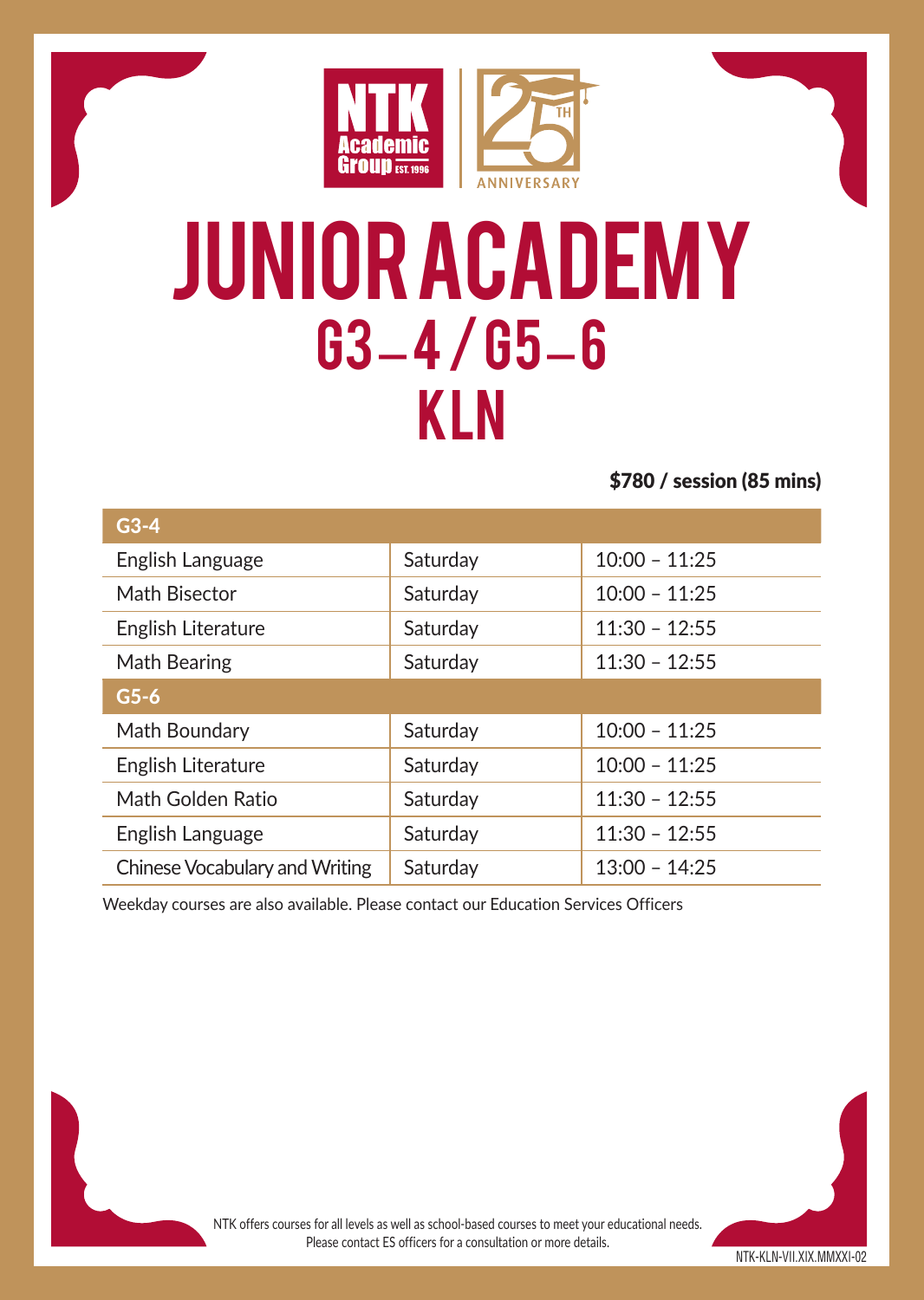NTK Academic Group EST. 1996

25TH ANNIVERSARY

# JUNIOR ACADEMY

## G3–4 / G5–6

## KLN

**$780 / session (85 mins)**

| G3-4 | | |
|---|---|---|
| English Language | Saturday | 10:00 – 11:25 |
| Math Bisector | Saturday | 10:00 – 11:25 |
| English Literature | Saturday | 11:30 – 12:55 |
| Math Bearing | Saturday | 11:30 – 12:55 |
| **G5-6** | | |
| Math Boundary | Saturday | 10:00 – 11:25 |
| English Literature | Saturday | 10:00 – 11:25 |
| Math Golden Ratio | Saturday | 11:30 – 12:55 |
| English Language | Saturday | 11:30 – 12:55 |
| Chinese Vocabulary and Writing | Saturday | 13:00 – 14:25 |

Weekday courses are also available. Please contact our Education Services Officers

NTK offers courses for all levels as well as school-based courses to meet your educational needs.
Please contact ES officers for a consultation or more details.

NTK-KLN-VII.XIX.MMXXI-02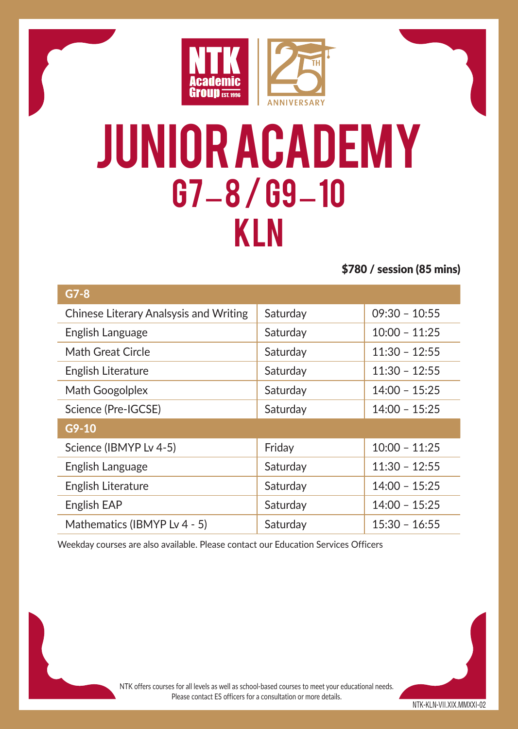NTK Academic Group EST. 1996

25TH ANNIVERSARY

# JUNIOR ACADEMY

## G7–8 / G9–10

## KLN

**$780 / session (85 mins)**

| | | |
|---|---|---|
| **G7-8** | | |
| Chinese Literary Analsysis and Writing | Saturday | 09:30 – 10:55 |
| English Language | Saturday | 10:00 – 11:25 |
| Math Great Circle | Saturday | 11:30 – 12:55 |
| English Literature | Saturday | 11:30 – 12:55 |
| Math Googolplex | Saturday | 14:00 – 15:25 |
| Science (Pre-IGCSE) | Saturday | 14:00 – 15:25 |
| **G9-10** | | |
| Science (IBMYP Lv 4-5) | Friday | 10:00 – 11:25 |
| English Language | Saturday | 11:30 – 12:55 |
| English Literature | Saturday | 14:00 – 15:25 |
| English EAP | Saturday | 14:00 – 15:25 |
| Mathematics (IBMYP Lv 4 - 5) | Saturday | 15:30 – 16:55 |

Weekday courses are also available. Please contact our Education Services Officers

NTK offers courses for all levels as well as school-based courses to meet your educational needs.
Please contact ES officers for a consultation or more details.

NTK-KLN-VII.XIX.MMXXI-02